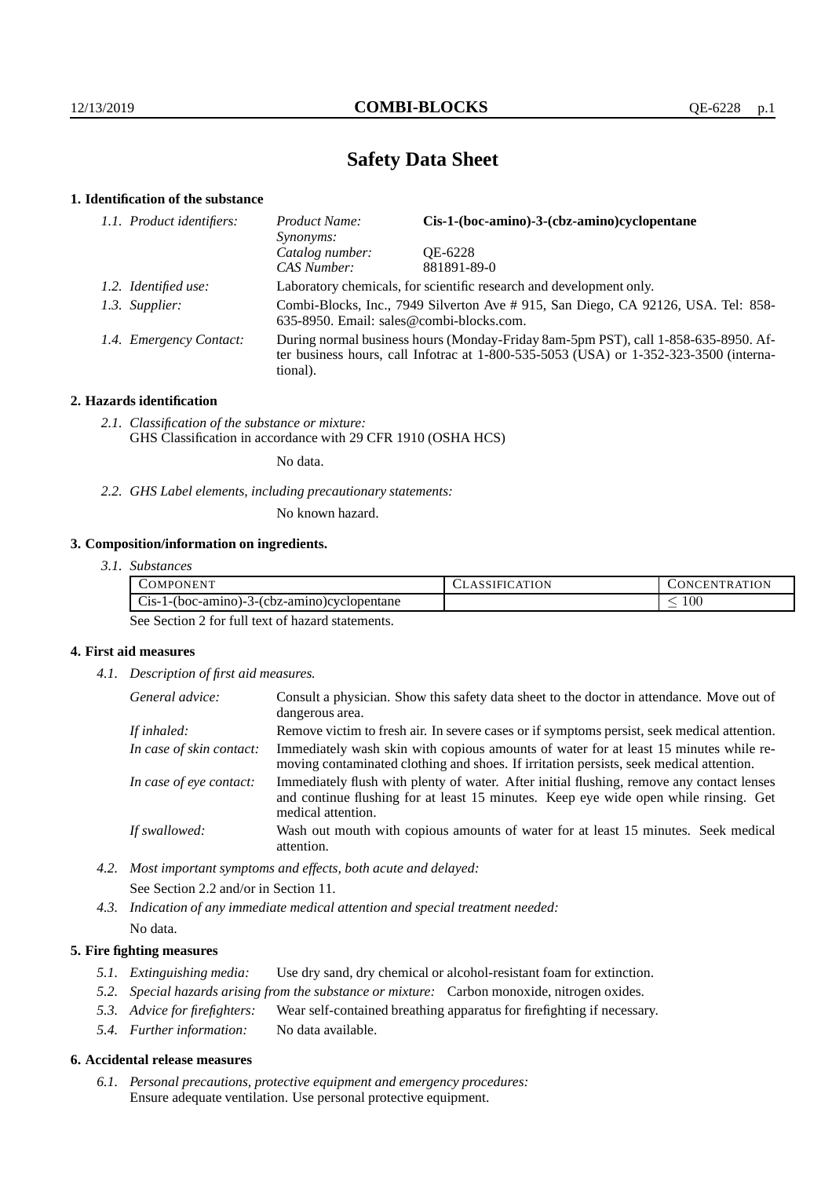# Safety Data Sheet

## 1. Identification of the substance

| | | |
|---|---|---|
| *1.1. Product identifiers:* | *Product Name:* | **Cis-1-(boc-amino)-3-(cbz-amino)cyclopentane** |
| | *Synonyms:* | |
| | *Catalog number:* | QE-6228 |
| | *CAS Number:* | 881891-89-0 |
| *1.2. Identified use:* | Laboratory chemicals, for scientific research and development only. | |
| *1.3. Supplier:* | Combi-Blocks, Inc., 7949 Silverton Ave # 915, San Diego, CA 92126, USA. Tel: 858-635-8950. Email: sales@combi-blocks.com. | |
| *1.4. Emergency Contact:* | During normal business hours (Monday-Friday 8am-5pm PST), call 1-858-635-8950. After business hours, call Infotrac at 1-800-535-5053 (USA) or 1-352-323-3500 (international). | |

## 2. Hazards identification

*2.1. Classification of the substance or mixture:*
GHS Classification in accordance with 29 CFR 1910 (OSHA HCS)

No data.

*2.2. GHS Label elements, including precautionary statements:*

No known hazard.

## 3. Composition/information on ingredients.

*3.1. Substances*

| Component | Classification | Concentration |
|---|---|---|
| Cis-1-(boc-amino)-3-(cbz-amino)cyclopentane | | $\leq 100$ |

See Section 2 for full text of hazard statements.

## 4. First aid measures

*4.1. Description of first aid measures.*

| | |
|---|---|
| *General advice:* | Consult a physician. Show this safety data sheet to the doctor in attendance. Move out of dangerous area. |
| *If inhaled:* | Remove victim to fresh air. In severe cases or if symptoms persist, seek medical attention. |
| *In case of skin contact:* | Immediately wash skin with copious amounts of water for at least 15 minutes while removing contaminated clothing and shoes. If irritation persists, seek medical attention. |
| *In case of eye contact:* | Immediately flush with plenty of water. After initial flushing, remove any contact lenses and continue flushing for at least 15 minutes. Keep eye wide open while rinsing. Get medical attention. |
| *If swallowed:* | Wash out mouth with copious amounts of water for at least 15 minutes. Seek medical attention. |

*4.2. Most important symptoms and effects, both acute and delayed:*

See Section 2.2 and/or in Section 11.

*4.3. Indication of any immediate medical attention and special treatment needed:*

No data.

## 5. Fire fighting measures

*5.1. Extinguishing media:* Use dry sand, dry chemical or alcohol-resistant foam for extinction.

*5.2. Special hazards arising from the substance or mixture:* Carbon monoxide, nitrogen oxides.

*5.3. Advice for firefighters:* Wear self-contained breathing apparatus for firefighting if necessary.

*5.4. Further information:* No data available.

## 6. Accidental release measures

*6.1. Personal precautions, protective equipment and emergency procedures:*
Ensure adequate ventilation. Use personal protective equipment.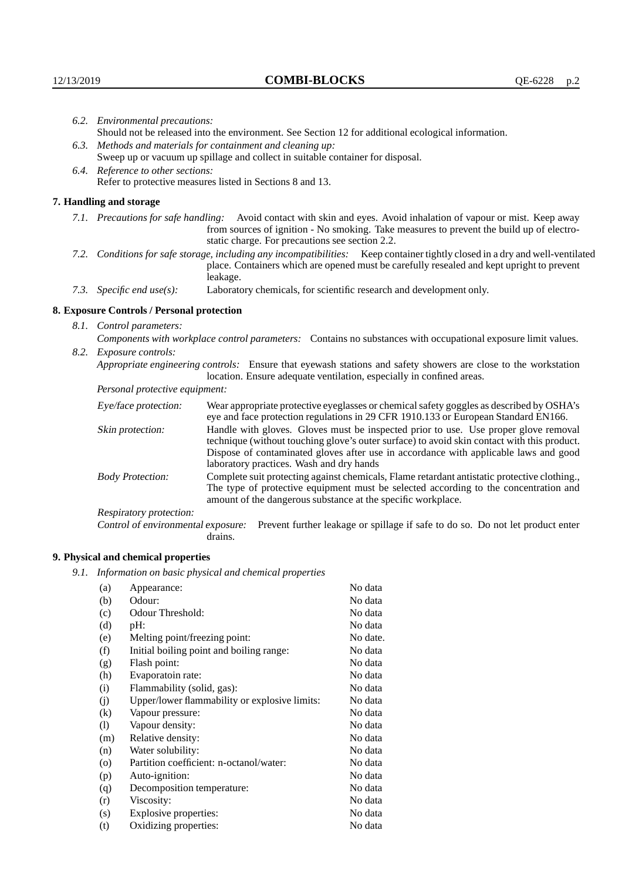*6.2. Environmental precautions:*
Should not be released into the environment. See Section 12 for additional ecological information.

*6.3. Methods and materials for containment and cleaning up:*
Sweep up or vacuum up spillage and collect in suitable container for disposal.

*6.4. Reference to other sections:*
Refer to protective measures listed in Sections 8 and 13.

## 7. Handling and storage

*7.1. Precautions for safe handling:* Avoid contact with skin and eyes. Avoid inhalation of vapour or mist. Keep away from sources of ignition - No smoking. Take measures to prevent the build up of electrostatic charge. For precautions see section 2.2.

*7.2. Conditions for safe storage, including any incompatibilities:* Keep container tightly closed in a dry and well-ventilated place. Containers which are opened must be carefully resealed and kept upright to prevent leakage.

*7.3. Specific end use(s):* Laboratory chemicals, for scientific research and development only.

## 8. Exposure Controls / Personal protection

*8.1. Control parameters:*
*Components with workplace control parameters:* Contains no substances with occupational exposure limit values.

*8.2. Exposure controls:*
*Appropriate engineering controls:* Ensure that eyewash stations and safety showers are close to the workstation location. Ensure adequate ventilation, especially in confined areas.

*Personal protective equipment:*

*Eye/face protection:* Wear appropriate protective eyeglasses or chemical safety goggles as described by OSHA's eye and face protection regulations in 29 CFR 1910.133 or European Standard EN166.

*Skin protection:* Handle with gloves. Gloves must be inspected prior to use. Use proper glove removal technique (without touching glove's outer surface) to avoid skin contact with this product. Dispose of contaminated gloves after use in accordance with applicable laws and good laboratory practices. Wash and dry hands

*Body Protection:* Complete suit protecting against chemicals, Flame retardant antistatic protective clothing., The type of protective equipment must be selected according to the concentration and amount of the dangerous substance at the specific workplace.

*Respiratory protection:*

*Control of environmental exposure:* Prevent further leakage or spillage if safe to do so. Do not let product enter drains.

## 9. Physical and chemical properties

*9.1. Information on basic physical and chemical properties*

| | | |
|---|---|---|
| (a) | Appearance: | No data |
| (b) | Odour: | No data |
| (c) | Odour Threshold: | No data |
| (d) | pH: | No data |
| (e) | Melting point/freezing point: | No date. |
| (f) | Initial boiling point and boiling range: | No data |
| (g) | Flash point: | No data |
| (h) | Evaporatoin rate: | No data |
| (i) | Flammability (solid, gas): | No data |
| (j) | Upper/lower flammability or explosive limits: | No data |
| (k) | Vapour pressure: | No data |
| (l) | Vapour density: | No data |
| (m) | Relative density: | No data |
| (n) | Water solubility: | No data |
| (o) | Partition coefficient: n-octanol/water: | No data |
| (p) | Auto-ignition: | No data |
| (q) | Decomposition temperature: | No data |
| (r) | Viscosity: | No data |
| (s) | Explosive properties: | No data |
| (t) | Oxidizing properties: | No data |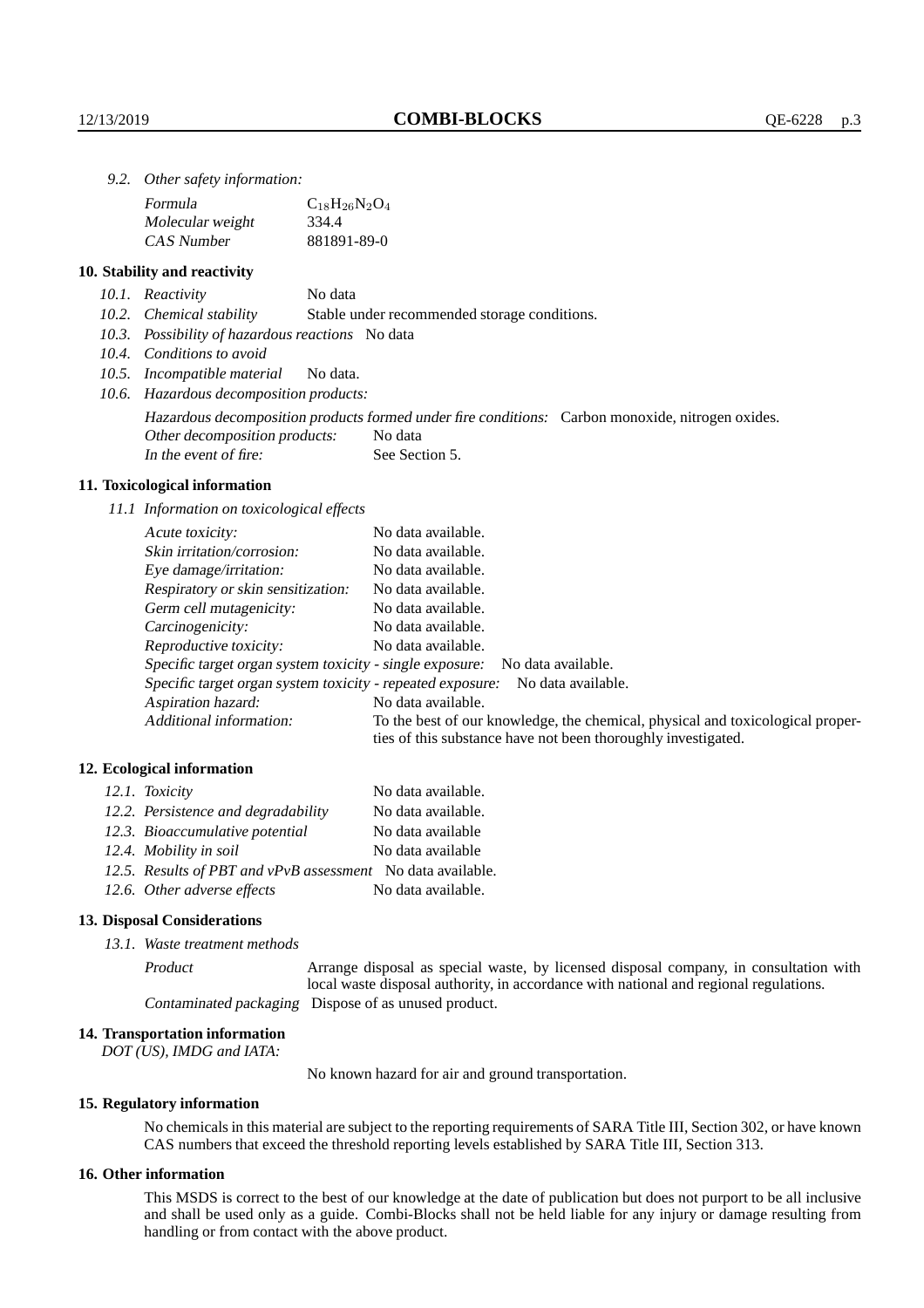*9.2. Other safety information:*

| | |
|---|---|
| *Formula* | $C_{18}H_{26}N_2O_4$ |
| *Molecular weight* | 334.4 |
| *CAS Number* | 881891-89-0 |

## 10. Stability and reactivity

- *10.1. Reactivity* No data
- *10.2. Chemical stability* Stable under recommended storage conditions.
- *10.3. Possibility of hazardous reactions* No data
- *10.4. Conditions to avoid*
- *10.5. Incompatible material* No data.
- *10.6. Hazardous decomposition products:*

  *Hazardous decomposition products formed under fire conditions:* Carbon monoxide, nitrogen oxides.
  *Other decomposition products:* No data
  *In the event of fire:* See Section 5.

## 11. Toxicological information

*11.1 Information on toxicological effects*

| | |
|---|---|
| *Acute toxicity:* | No data available. |
| *Skin irritation/corrosion:* | No data available. |
| *Eye damage/irritation:* | No data available. |
| *Respiratory or skin sensitization:* | No data available. |
| *Germ cell mutagenicity:* | No data available. |
| *Carcinogenicity:* | No data available. |
| *Reproductive toxicity:* | No data available. |
| *Specific target organ system toxicity - single exposure:* | No data available. |
| *Specific target organ system toxicity - repeated exposure:* | No data available. |
| *Aspiration hazard:* | No data available. |
| *Additional information:* | To the best of our knowledge, the chemical, physical and toxicological properties of this substance have not been thoroughly investigated. |

## 12. Ecological information

| | |
|---|---|
| *12.1. Toxicity* | No data available. |
| *12.2. Persistence and degradability* | No data available. |
| *12.3. Bioaccumulative potential* | No data available |
| *12.4. Mobility in soil* | No data available |
| *12.5. Results of PBT and vPvB assessment* | No data available. |
| *12.6. Other adverse effects* | No data available. |

## 13. Disposal Considerations

*13.1. Waste treatment methods*

*Product* Arrange disposal as special waste, by licensed disposal company, in consultation with local waste disposal authority, in accordance with national and regional regulations.

*Contaminated packaging* Dispose of as unused product.

## 14. Transportation information

*DOT (US), IMDG and IATA:*

No known hazard for air and ground transportation.

## 15. Regulatory information

No chemicals in this material are subject to the reporting requirements of SARA Title III, Section 302, or have known CAS numbers that exceed the threshold reporting levels established by SARA Title III, Section 313.

## 16. Other information

This MSDS is correct to the best of our knowledge at the date of publication but does not purport to be all inclusive and shall be used only as a guide. Combi-Blocks shall not be held liable for any injury or damage resulting from handling or from contact with the above product.